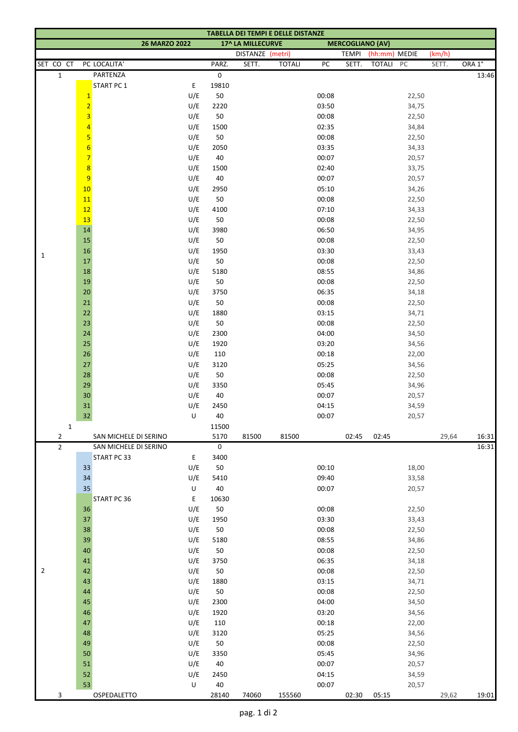| TABELLA DEI TEMPI E DELLE DISTANZE | | | | | | | | | | | | | | |
|---|---|---|---|---|---|---|---|---|---|---|---|---|---|---|
| 26 MARZO 2022 | | | | | | 17^ LA MILLECURVE | | MERCOGLIANO (AV) | | | | | | |
| | | | | | | DISTANZE (metri) | | | TEMPI (hh:mm) | | | MEDIE (km/h) | | |
| SET | CO | CT | PC | LOCALITA' | | PARZ. | SETT. | TOTALI | PC | SETT. | TOTALI | PC | SETT. | ORA 1° |
| | 1 | | | PARTENZA | | 0 | | | | | | | | 13:46 |
| | | | | START PC 1 | E | 19810 | | | | | | | | |
| | | | 1 | | U/E | 50 | | | 00:08 | | | 22,50 | | |
| | | | 2 | | U/E | 2220 | | | 03:50 | | | 34,75 | | |
| | | | 3 | | U/E | 50 | | | 00:08 | | | 22,50 | | |
| | | | 4 | | U/E | 1500 | | | 02:35 | | | 34,84 | | |
| | | | 5 | | U/E | 50 | | | 00:08 | | | 22,50 | | |
| | | | 6 | | U/E | 2050 | | | 03:35 | | | 34,33 | | |
| | | | 7 | | U/E | 40 | | | 00:07 | | | 20,57 | | |
| | | | 8 | | U/E | 1500 | | | 02:40 | | | 33,75 | | |
| | | | 9 | | U/E | 40 | | | 00:07 | | | 20,57 | | |
| | | | 10 | | U/E | 2950 | | | 05:10 | | | 34,26 | | |
| | | | 11 | | U/E | 50 | | | 00:08 | | | 22,50 | | |
| | | | 12 | | U/E | 4100 | | | 07:10 | | | 34,33 | | |
| | | | 13 | | U/E | 50 | | | 00:08 | | | 22,50 | | |
| | | | 14 | | U/E | 3980 | | | 06:50 | | | 34,95 | | |
| | | | 15 | | U/E | 50 | | | 00:08 | | | 22,50 | | |
| 1 | | | 16 | | U/E | 1950 | | | 03:30 | | | 33,43 | | |
| | | | 17 | | U/E | 50 | | | 00:08 | | | 22,50 | | |
| | | | 18 | | U/E | 5180 | | | 08:55 | | | 34,86 | | |
| | | | 19 | | U/E | 50 | | | 00:08 | | | 22,50 | | |
| | | | 20 | | U/E | 3750 | | | 06:35 | | | 34,18 | | |
| | | | 21 | | U/E | 50 | | | 00:08 | | | 22,50 | | |
| | | | 22 | | U/E | 1880 | | | 03:15 | | | 34,71 | | |
| | | | 23 | | U/E | 50 | | | 00:08 | | | 22,50 | | |
| | | | 24 | | U/E | 2300 | | | 04:00 | | | 34,50 | | |
| | | | 25 | | U/E | 1920 | | | 03:20 | | | 34,56 | | |
| | | | 26 | | U/E | 110 | | | 00:18 | | | 22,00 | | |
| | | | 27 | | U/E | 3120 | | | 05:25 | | | 34,56 | | |
| | | | 28 | | U/E | 50 | | | 00:08 | | | 22,50 | | |
| | | | 29 | | U/E | 3350 | | | 05:45 | | | 34,96 | | |
| | | | 30 | | U/E | 40 | | | 00:07 | | | 20,57 | | |
| | | | 31 | | U/E | 2450 | | | 04:15 | | | 34,59 | | |
| | | | 32 | | U | 40 | | | 00:07 | | | 20,57 | | |
| | | 1 | | | | 11500 | | | | | | | | |
| | 2 | | | SAN MICHELE DI SERINO | | 5170 | 81500 | 81500 | | 02:45 | 02:45 | | 29,64 | 16:31 |
| | 2 | | | SAN MICHELE DI SERINO | | 0 | | | | | | | | 16:31 |
| | | | | START PC 33 | E | 3400 | | | | | | | | |
| | | | 33 | | U/E | 50 | | | 00:10 | | | 18,00 | | |
| | | | 34 | | U/E | 5410 | | | 09:40 | | | 33,58 | | |
| | | | 35 | | U | 40 | | | 00:07 | | | 20,57 | | |
| | | | | START PC 36 | E | 10630 | | | | | | | | |
| | | | 36 | | U/E | 50 | | | 00:08 | | | 22,50 | | |
| | | | 37 | | U/E | 1950 | | | 03:30 | | | 33,43 | | |
| | | | 38 | | U/E | 50 | | | 00:08 | | | 22,50 | | |
| | | | 39 | | U/E | 5180 | | | 08:55 | | | 34,86 | | |
| | | | 40 | | U/E | 50 | | | 00:08 | | | 22,50 | | |
| | | | 41 | | U/E | 3750 | | | 06:35 | | | 34,18 | | |
| 2 | | | 42 | | U/E | 50 | | | 00:08 | | | 22,50 | | |
| | | | 43 | | U/E | 1880 | | | 03:15 | | | 34,71 | | |
| | | | 44 | | U/E | 50 | | | 00:08 | | | 22,50 | | |
| | | | 45 | | U/E | 2300 | | | 04:00 | | | 34,50 | | |
| | | | 46 | | U/E | 1920 | | | 03:20 | | | 34,56 | | |
| | | | 47 | | U/E | 110 | | | 00:18 | | | 22,00 | | |
| | | | 48 | | U/E | 3120 | | | 05:25 | | | 34,56 | | |
| | | | 49 | | U/E | 50 | | | 00:08 | | | 22,50 | | |
| | | | 50 | | U/E | 3350 | | | 05:45 | | | 34,96 | | |
| | | | 51 | | U/E | 40 | | | 00:07 | | | 20,57 | | |
| | | | 52 | | U/E | 2450 | | | 04:15 | | | 34,59 | | |
| | | | 53 | | U | 40 | | | 00:07 | | | 20,57 | | |
| | 3 | | | OSPEDALETTO | | 28140 | 74060 | 155560 | | 02:30 | 05:15 | | 29,62 | 19:01 |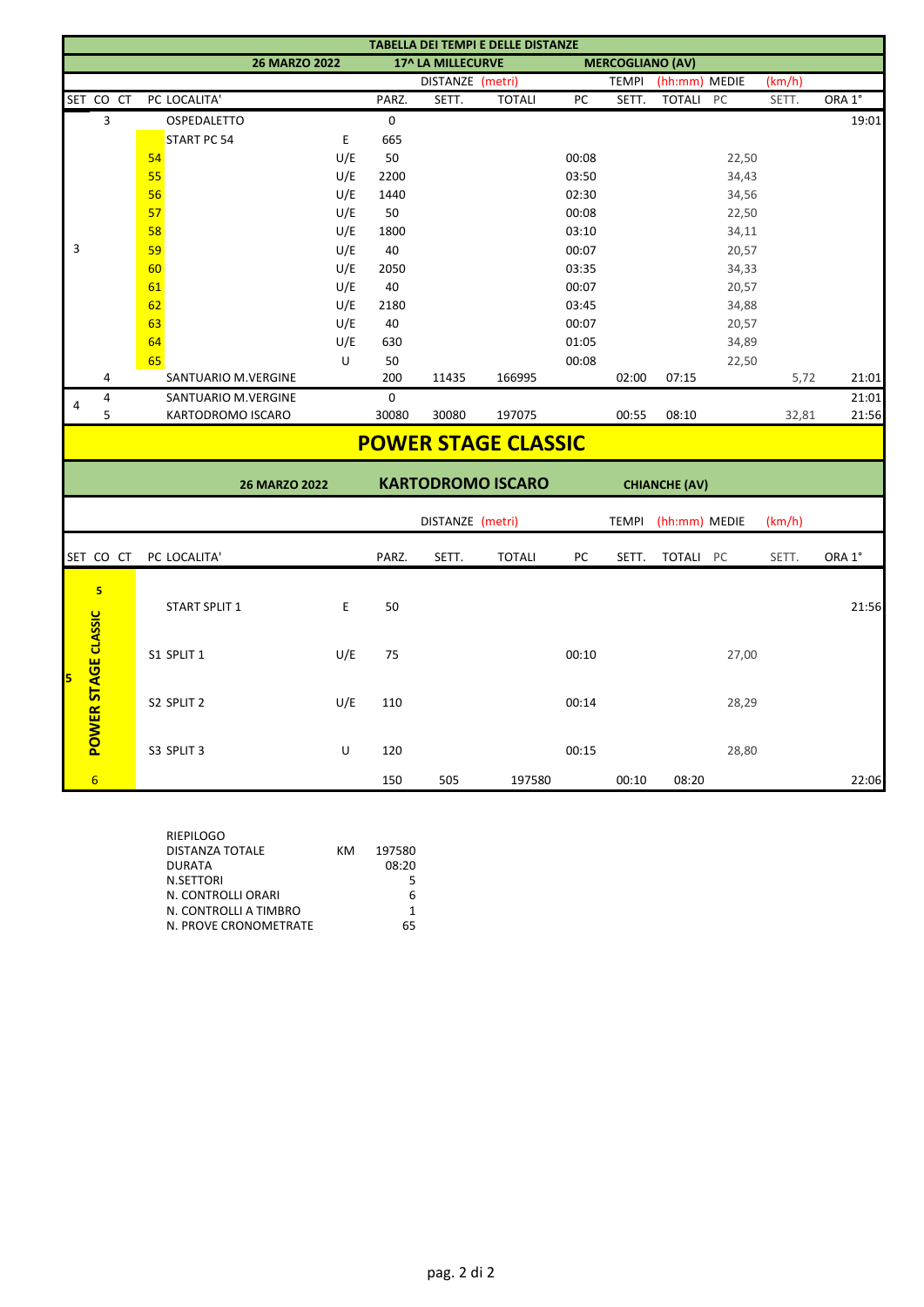| TABELLA DEI TEMPI E DELLE DISTANZE | | | | | | | | | | | | | | |
|---|---|---|---|---|---|---|---|---|---|---|---|---|---|---|
| | | | 26 MARZO 2022 | | | 17^ LA MILLECURVE | | | MERCOGLIANO (AV) | | | | | |
| | | | | | | DISTANZE (metri) | | | TEMPI | (hh:mm) | MEDIE | | (km/h) | |
| SET | CO | CT | PC LOCALITA' | | PARZ. | SETT. | TOTALI | PC | SETT. | TOTALI | PC | | SETT. | ORA 1° |
| | 3 | | OSPEDALETTO | | 0 | | | | | | | | | 19:01 |
| | | | START PC 54 | E | 665 | | | | | | | | | |
| | | 54 | | U/E | 50 | | | 00:08 | | | 22,50 | | | |
| | | 55 | | U/E | 2200 | | | 03:50 | | | 34,43 | | | |
| | | 56 | | U/E | 1440 | | | 02:30 | | | 34,56 | | | |
| | | 57 | | U/E | 50 | | | 00:08 | | | 22,50 | | | |
| | | 58 | | U/E | 1800 | | | 03:10 | | | 34,11 | | | |
| 3 | | 59 | | U/E | 40 | | | 00:07 | | | 20,57 | | | |
| | | 60 | | U/E | 2050 | | | 03:35 | | | 34,33 | | | |
| | | 61 | | U/E | 40 | | | 00:07 | | | 20,57 | | | |
| | | 62 | | U/E | 2180 | | | 03:45 | | | 34,88 | | | |
| | | 63 | | U/E | 40 | | | 00:07 | | | 20,57 | | | |
| | | 64 | | U/E | 630 | | | 01:05 | | | 34,89 | | | |
| | | 65 | | U | 50 | | | 00:08 | | | 22,50 | | | |
| | 4 | | SANTUARIO M.VERGINE | | 200 | 11435 | 166995 | | 02:00 | 07:15 | | | 5,72 | 21:01 |
| 4 | 4 | | SANTUARIO M.VERGINE | | 0 | | | | | | | | | 21:01 |
| | 5 | | KARTODROMO ISCARO | | 30080 | 30080 | 197075 | | 00:55 | 08:10 | | | 32,81 | 21:56 |

## POWER STAGE CLASSIC

| | | | 26 MARZO 2022 | | KARTODROMO ISCARO | | | | CHIANCHE (AV) | | | | | |
|---|---|---|---|---|---|---|---|---|---|---|---|---|---|---|
| | | | | | | DISTANZE (metri) | | | TEMPI | (hh:mm) | MEDIE | | (km/h) | |
| SET | CO | CT | PC LOCALITA' | | PARZ. | SETT. | TOTALI | PC | SETT. | TOTALI | PC | | SETT. | ORA 1° |
| | 5 | | START SPLIT 1 | E | 50 | | | | | | | | | 21:56 |
| 5 | POWER STAGE CLASSIC | | S1 SPLIT 1 | U/E | 75 | | | 00:10 | | | 27,00 | | | |
| | | | S2 SPLIT 2 | U/E | 110 | | | 00:14 | | | 28,29 | | | |
| | | | S3 SPLIT 3 | U | 120 | | | 00:15 | | | 28,80 | | | |
| | 6 | | | | 150 | 505 | 197580 | | 00:10 | 08:20 | | | | 22:06 |

| RIEPILOGO | | |
|---|---|---|
| DISTANZA TOTALE | KM | 197580 |
| DURATA | | 08:20 |
| N.SETTORI | | 5 |
| N. CONTROLLI ORARI | | 6 |
| N. CONTROLLI A TIMBRO | | 1 |
| N. PROVE CRONOMETRATE | | 65 |